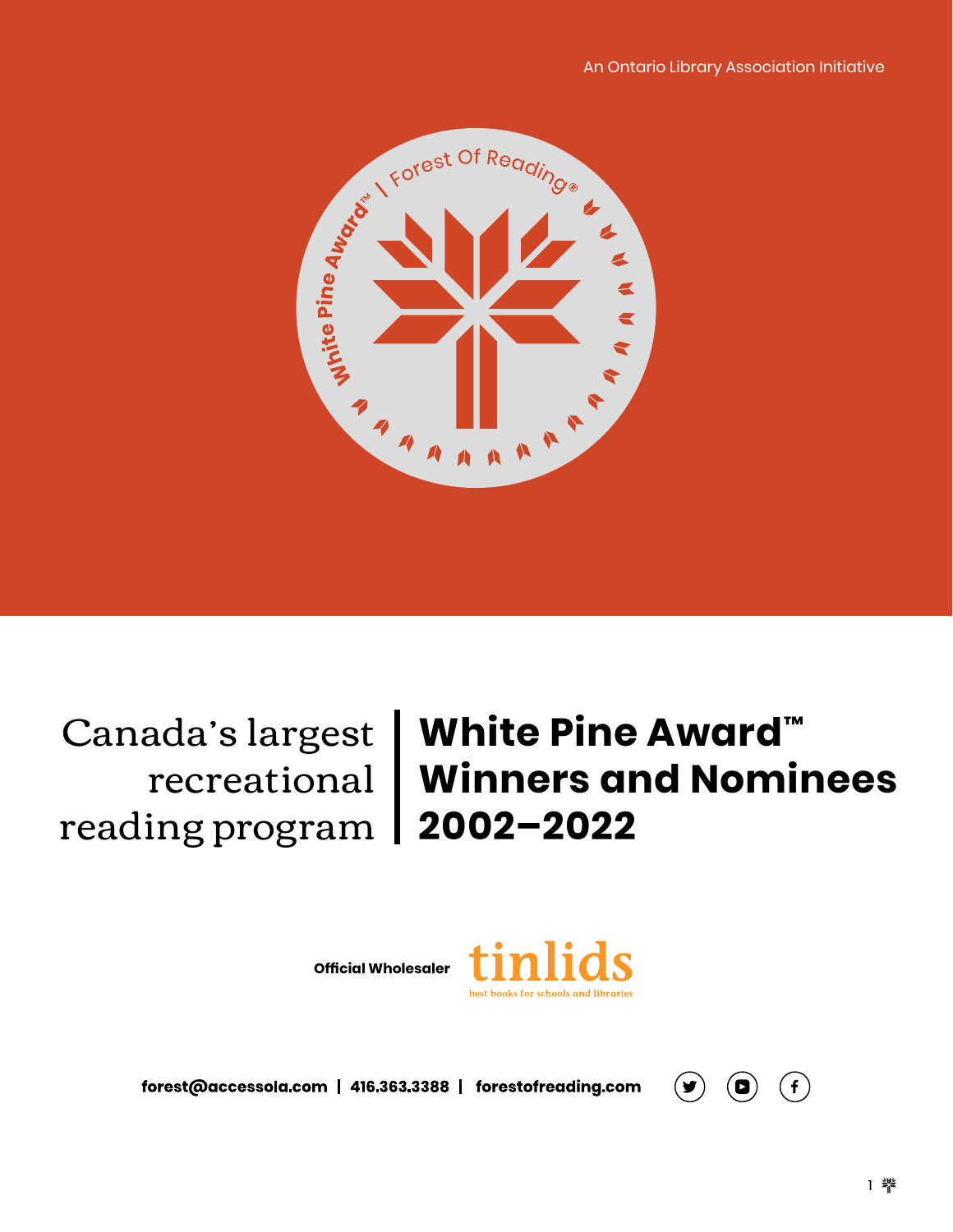An Ontario Library Association Initiative

Canada's largest recreational reading program

# White Pine Award™ Winners and Nominees 2002–2022

Official Wholesaler tinlids best books for schools and libraries

**forest@accessola.com | 416.363.3388 | forestofreading.com**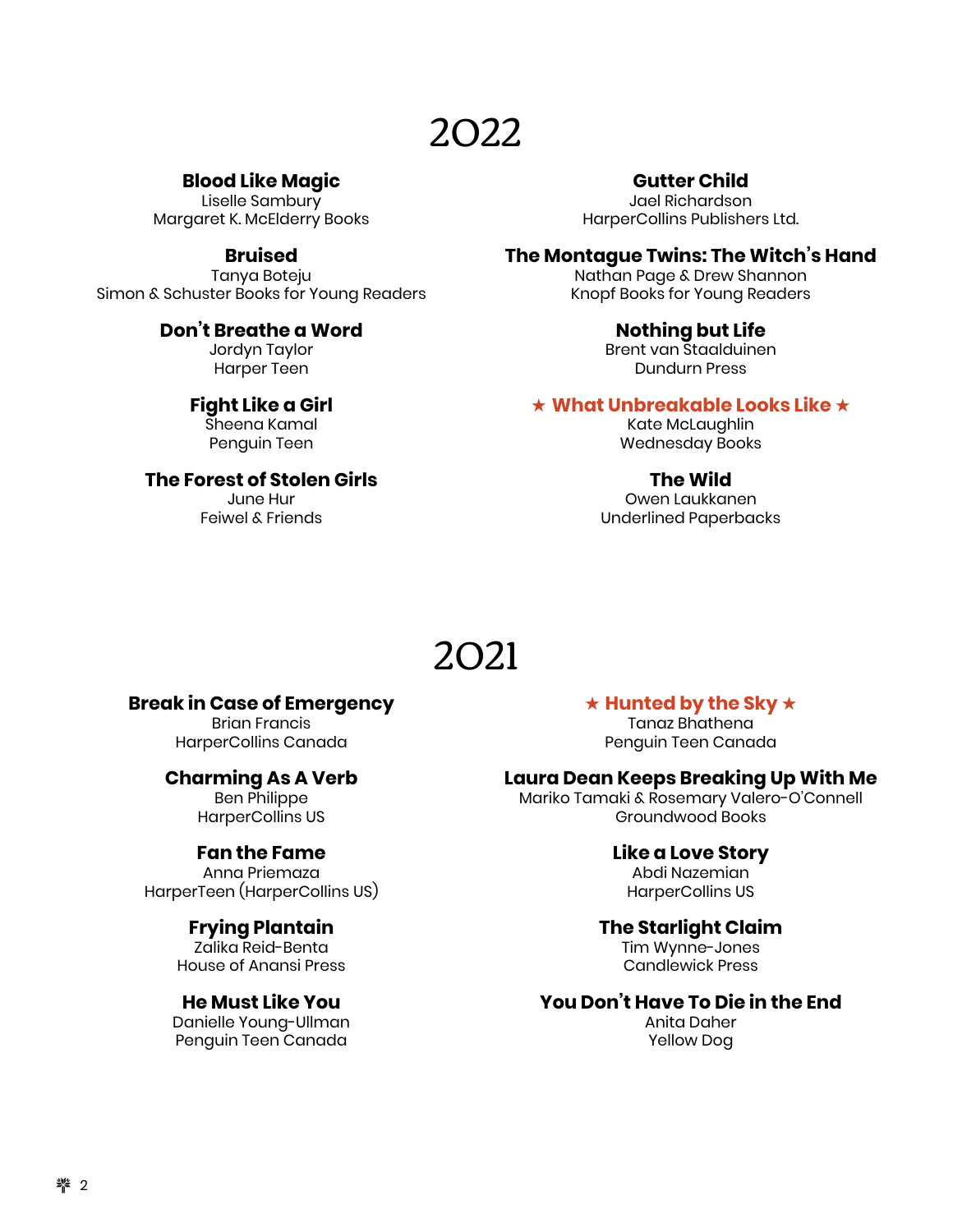# 2022

**Blood Like Magic**
Liselle Sambury
Margaret K. McElderry Books

**Bruised**
Tanya Boteju
Simon & Schuster Books for Young Readers

**Don't Breathe a Word**
Jordyn Taylor
Harper Teen

**Fight Like a Girl**
Sheena Kamal
Penguin Teen

**The Forest of Stolen Girls**
June Hur
Feiwel & Friends

**Gutter Child**
Jael Richardson
HarperCollins Publishers Ltd.

**The Montague Twins: The Witch's Hand**
Nathan Page & Drew Shannon
Knopf Books for Young Readers

**Nothing but Life**
Brent van Staalduinen
Dundurn Press

**★ What Unbreakable Looks Like ★**
Kate McLaughlin
Wednesday Books

**The Wild**
Owen Laukkanen
Underlined Paperbacks

# 2021

**Break in Case of Emergency**
Brian Francis
HarperCollins Canada

**Charming As A Verb**
Ben Philippe
HarperCollins US

**Fan the Fame**
Anna Priemaza
HarperTeen (HarperCollins US)

**Frying Plantain**
Zalika Reid-Benta
House of Anansi Press

**He Must Like You**
Danielle Young-Ullman
Penguin Teen Canada

**★ Hunted by the Sky ★**
Tanaz Bhathena
Penguin Teen Canada

**Laura Dean Keeps Breaking Up With Me**
Mariko Tamaki & Rosemary Valero-O'Connell
Groundwood Books

**Like a Love Story**
Abdi Nazemian
HarperCollins US

**The Starlight Claim**
Tim Wynne-Jones
Candlewick Press

**You Don't Have To Die in the End**
Anita Daher
Yellow Dog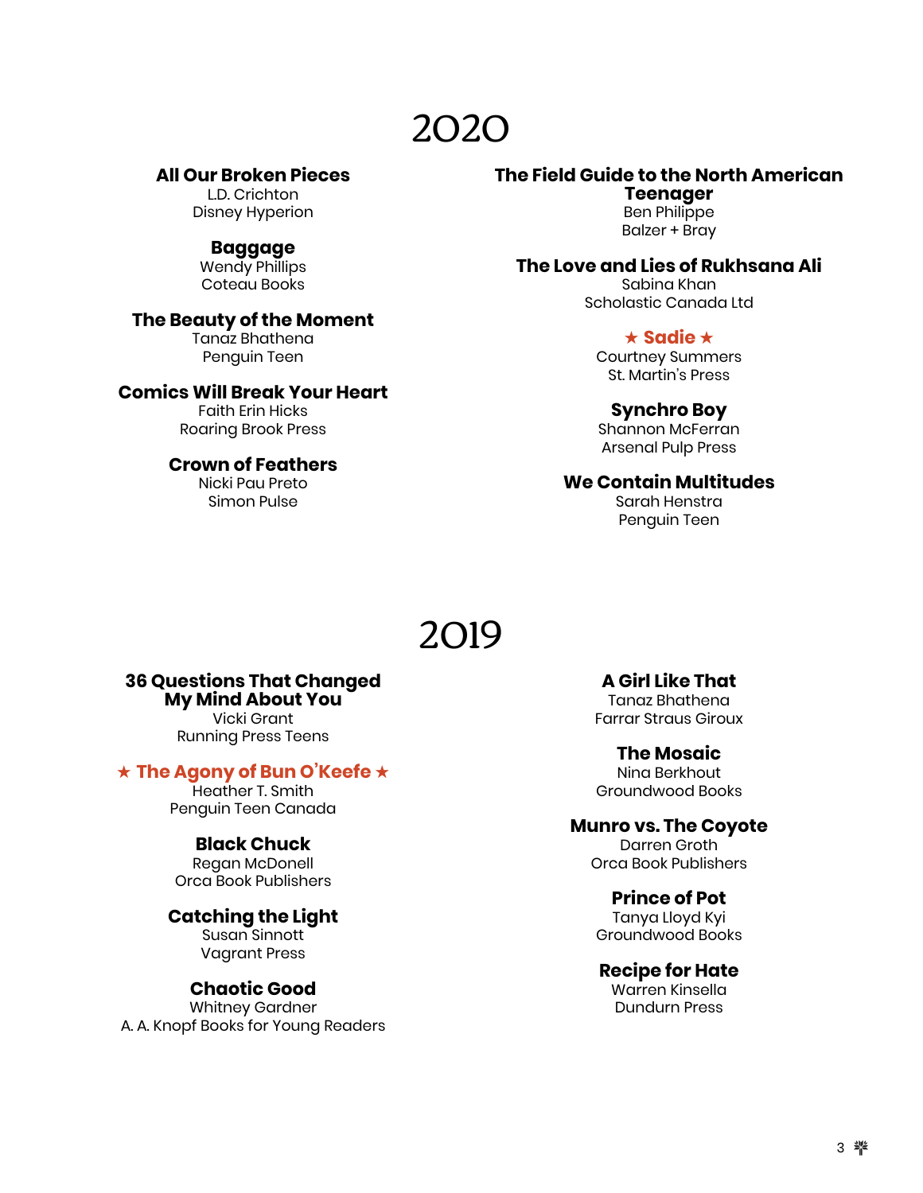# 2020

**All Our Broken Pieces**
L.D. Crichton
Disney Hyperion

**Baggage**
Wendy Phillips
Coteau Books

**The Beauty of the Moment**
Tanaz Bhathena
Penguin Teen

**Comics Will Break Your Heart**
Faith Erin Hicks
Roaring Brook Press

**Crown of Feathers**
Nicki Pau Preto
Simon Pulse

**The Field Guide to the North American Teenager**
Ben Philippe
Balzer + Bray

**The Love and Lies of Rukhsana Ali**
Sabina Khan
Scholastic Canada Ltd

**★ Sadie ★**
Courtney Summers
St. Martin's Press

**Synchro Boy**
Shannon McFerran
Arsenal Pulp Press

**We Contain Multitudes**
Sarah Henstra
Penguin Teen

# 2019

**36 Questions That Changed My Mind About You**
Vicki Grant
Running Press Teens

**★ The Agony of Bun O'Keefe ★**
Heather T. Smith
Penguin Teen Canada

**Black Chuck**
Regan McDonell
Orca Book Publishers

**Catching the Light**
Susan Sinnott
Vagrant Press

**Chaotic Good**
Whitney Gardner
A. A. Knopf Books for Young Readers

**A Girl Like That**
Tanaz Bhathena
Farrar Straus Giroux

**The Mosaic**
Nina Berkhout
Groundwood Books

**Munro vs. The Coyote**
Darren Groth
Orca Book Publishers

**Prince of Pot**
Tanya Lloyd Kyi
Groundwood Books

**Recipe for Hate**
Warren Kinsella
Dundurn Press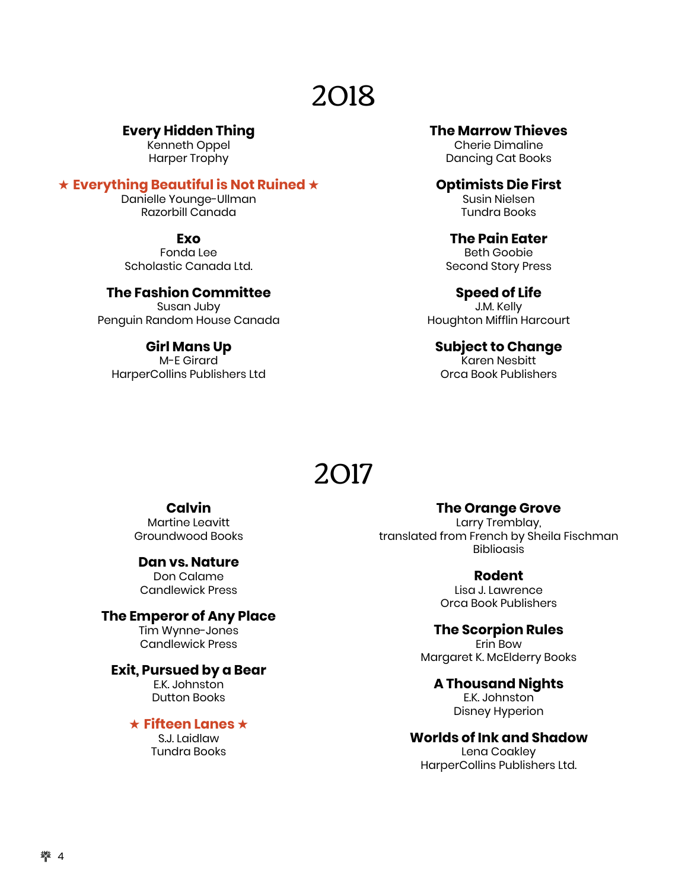# 2018

**Every Hidden Thing**
Kenneth Oppel
Harper Trophy

**★ Everything Beautiful is Not Ruined ★**
Danielle Younge-Ullman
Razorbill Canada

**Exo**
Fonda Lee
Scholastic Canada Ltd.

**The Fashion Committee**
Susan Juby
Penguin Random House Canada

**Girl Mans Up**
M-E Girard
HarperCollins Publishers Ltd

**The Marrow Thieves**
Cherie Dimaline
Dancing Cat Books

**Optimists Die First**
Susin Nielsen
Tundra Books

**The Pain Eater**
Beth Goobie
Second Story Press

**Speed of Life**
J.M. Kelly
Houghton Mifflin Harcourt

**Subject to Change**
Karen Nesbitt
Orca Book Publishers

# 2017

**Calvin**
Martine Leavitt
Groundwood Books

**Dan vs. Nature**
Don Calame
Candlewick Press

**The Emperor of Any Place**
Tim Wynne-Jones
Candlewick Press

**Exit, Pursued by a Bear**
E.K. Johnston
Dutton Books

**★ Fifteen Lanes ★**
S.J. Laidlaw
Tundra Books

**The Orange Grove**
Larry Tremblay,
translated from French by Sheila Fischman
Biblioasis

**Rodent**
Lisa J. Lawrence
Orca Book Publishers

**The Scorpion Rules**
Erin Bow
Margaret K. McElderry Books

**A Thousand Nights**
E.K. Johnston
Disney Hyperion

**Worlds of Ink and Shadow**
Lena Coakley
HarperCollins Publishers Ltd.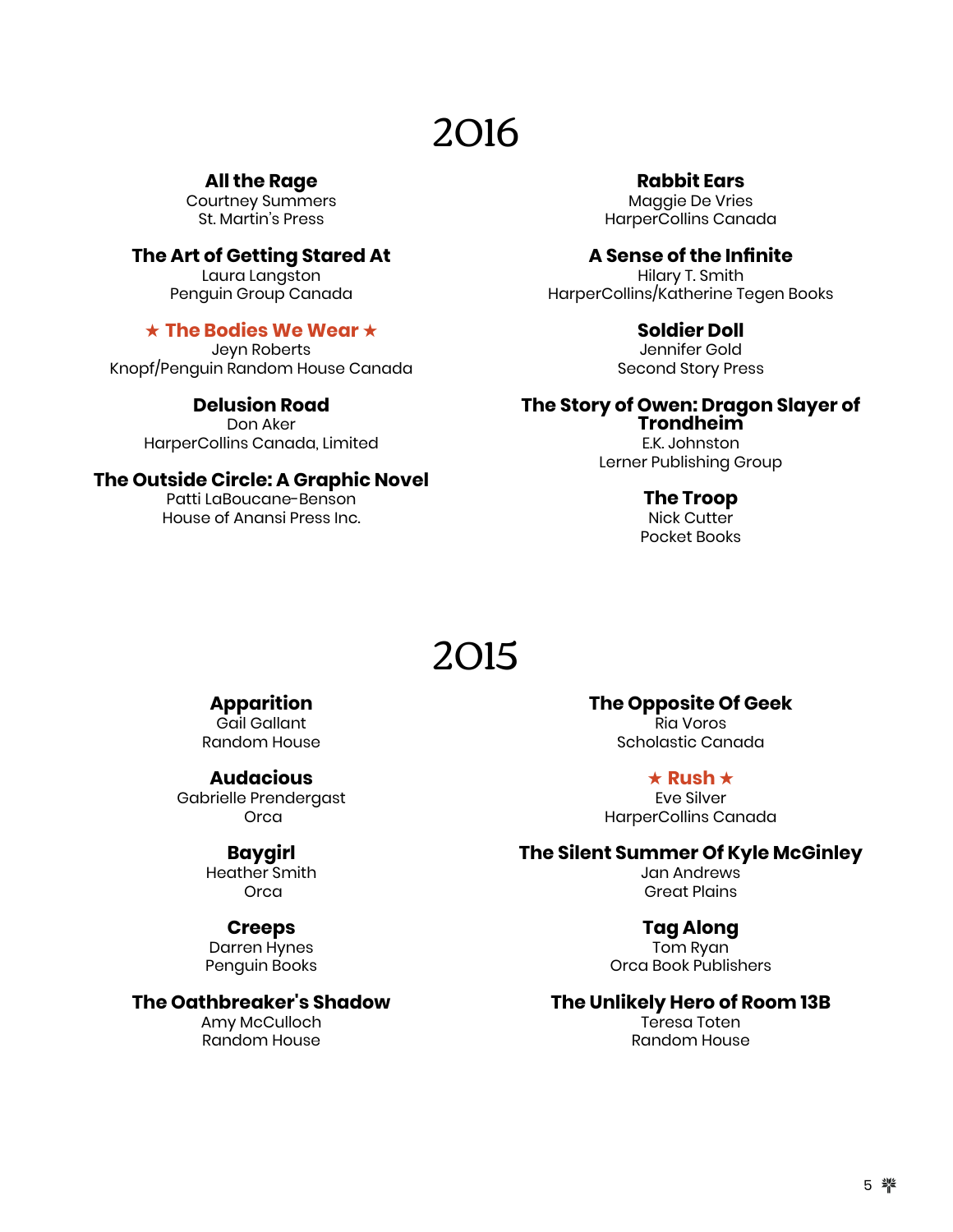# 2016

**All the Rage**
Courtney Summers
St. Martin's Press

**The Art of Getting Stared At**
Laura Langston
Penguin Group Canada

**★ The Bodies We Wear ★**
Jeyn Roberts
Knopf/Penguin Random House Canada

**Delusion Road**
Don Aker
HarperCollins Canada, Limited

**The Outside Circle: A Graphic Novel**
Patti LaBoucane-Benson
House of Anansi Press Inc.

**Rabbit Ears**
Maggie De Vries
HarperCollins Canada

**A Sense of the Infinite**
Hilary T. Smith
HarperCollins/Katherine Tegen Books

**Soldier Doll**
Jennifer Gold
Second Story Press

**The Story of Owen: Dragon Slayer of Trondheim**
E.K. Johnston
Lerner Publishing Group

**The Troop**
Nick Cutter
Pocket Books

# 2015

**Apparition**
Gail Gallant
Random House

**Audacious**
Gabrielle Prendergast
Orca

**Baygirl**
Heather Smith
Orca

**Creeps**
Darren Hynes
Penguin Books

**The Oathbreaker's Shadow**
Amy McCulloch
Random House

**The Opposite Of Geek**
Ria Voros
Scholastic Canada

**★ Rush ★**
Eve Silver
HarperCollins Canada

**The Silent Summer Of Kyle McGinley**
Jan Andrews
Great Plains

**Tag Along**
Tom Ryan
Orca Book Publishers

**The Unlikely Hero of Room 13B**
Teresa Toten
Random House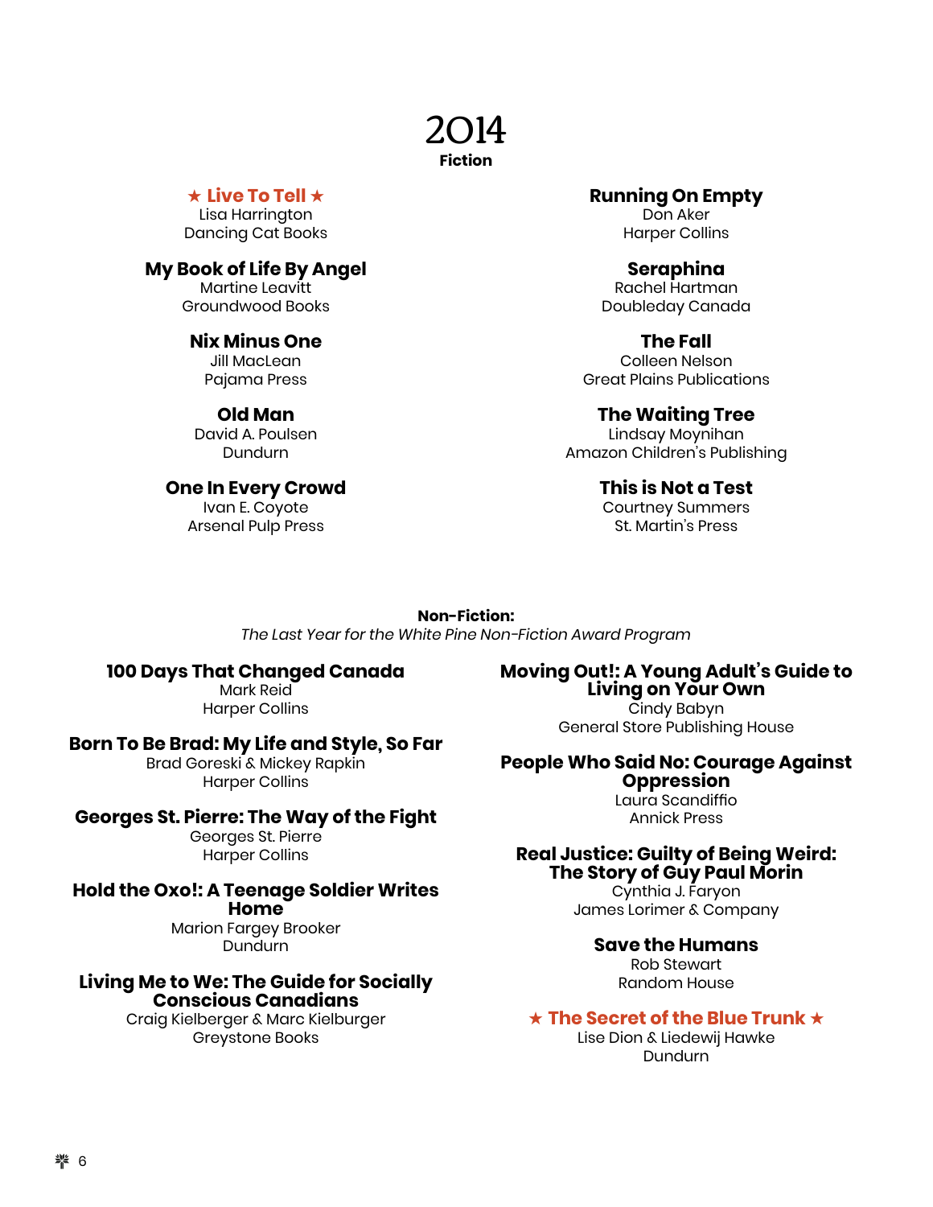# 2014

## Fiction

**★ Live To Tell ★**
Lisa Harrington
Dancing Cat Books

**My Book of Life By Angel**
Martine Leavitt
Groundwood Books

**Nix Minus One**
Jill MacLean
Pajama Press

**Old Man**
David A. Poulsen
Dundurn

**One In Every Crowd**
Ivan E. Coyote
Arsenal Pulp Press

**Running On Empty**
Don Aker
Harper Collins

**Seraphina**
Rachel Hartman
Doubleday Canada

**The Fall**
Colleen Nelson
Great Plains Publications

**The Waiting Tree**
Lindsay Moynihan
Amazon Children's Publishing

**This is Not a Test**
Courtney Summers
St. Martin's Press

## Non-Fiction:

*The Last Year for the White Pine Non-Fiction Award Program*

**100 Days That Changed Canada**
Mark Reid
Harper Collins

**Born To Be Brad: My Life and Style, So Far**
Brad Goreski & Mickey Rapkin
Harper Collins

**Georges St. Pierre: The Way of the Fight**
Georges St. Pierre
Harper Collins

**Hold the Oxo!: A Teenage Soldier Writes Home**
Marion Fargey Brooker
Dundurn

**Living Me to We: The Guide for Socially Conscious Canadians**
Craig Kielberger & Marc Kielburger
Greystone Books

**Moving Out!: A Young Adult's Guide to Living on Your Own**
Cindy Babyn
General Store Publishing House

**People Who Said No: Courage Against Oppression**
Laura Scandiffio
Annick Press

**Real Justice: Guilty of Being Weird: The Story of Guy Paul Morin**
Cynthia J. Faryon
James Lorimer & Company

**Save the Humans**
Rob Stewart
Random House

**★ The Secret of the Blue Trunk ★**
Lise Dion & Liedewij Hawke
Dundurn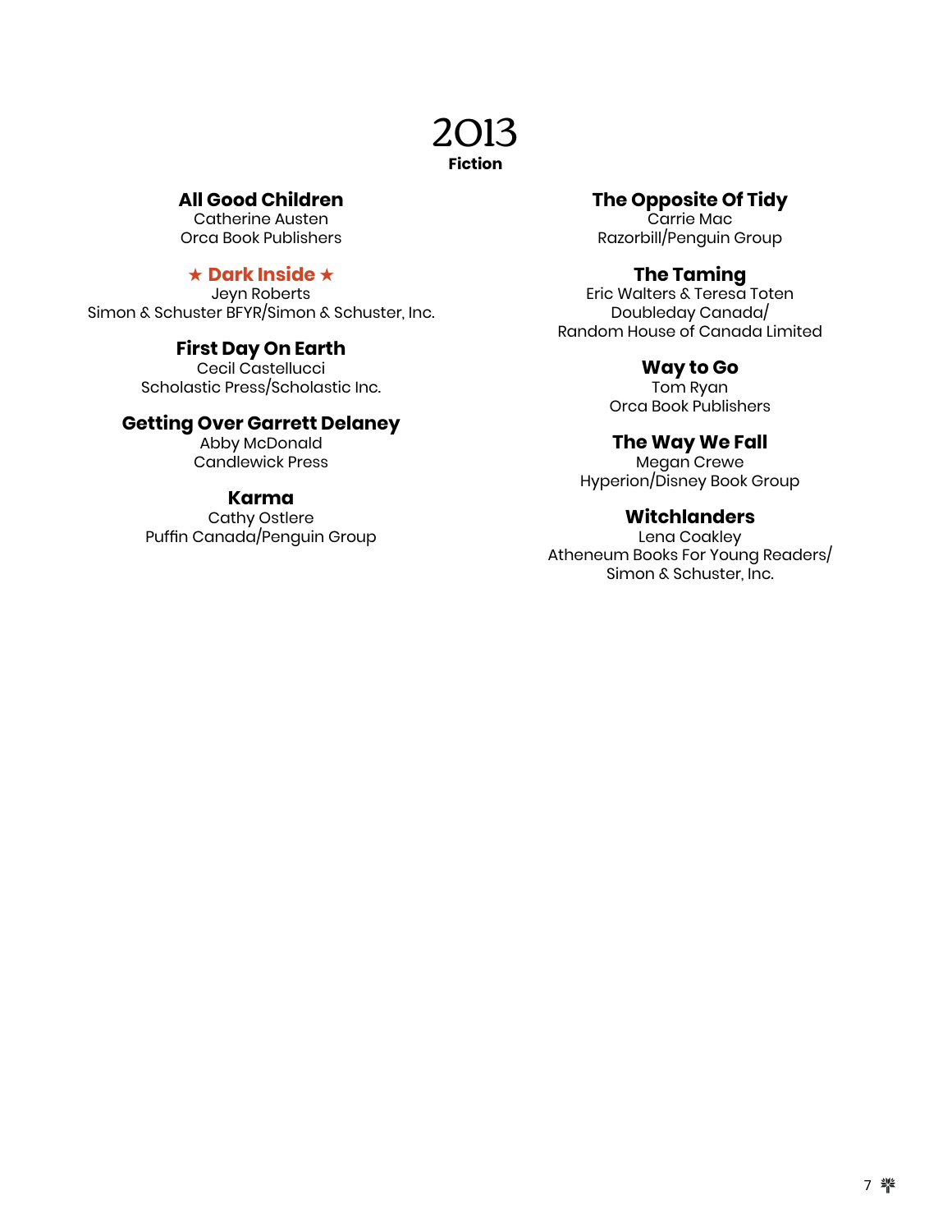# 2013

**Fiction**

**All Good Children**
Catherine Austen
Orca Book Publishers

**★ Dark Inside ★**
Jeyn Roberts
Simon & Schuster BFYR/Simon & Schuster, Inc.

**First Day On Earth**
Cecil Castellucci
Scholastic Press/Scholastic Inc.

**Getting Over Garrett Delaney**
Abby McDonald
Candlewick Press

**Karma**
Cathy Ostlere
Puffin Canada/Penguin Group

**The Opposite Of Tidy**
Carrie Mac
Razorbill/Penguin Group

**The Taming**
Eric Walters & Teresa Toten
Doubleday Canada/
Random House of Canada Limited

**Way to Go**
Tom Ryan
Orca Book Publishers

**The Way We Fall**
Megan Crewe
Hyperion/Disney Book Group

**Witchlanders**
Lena Coakley
Atheneum Books For Young Readers/
Simon & Schuster, Inc.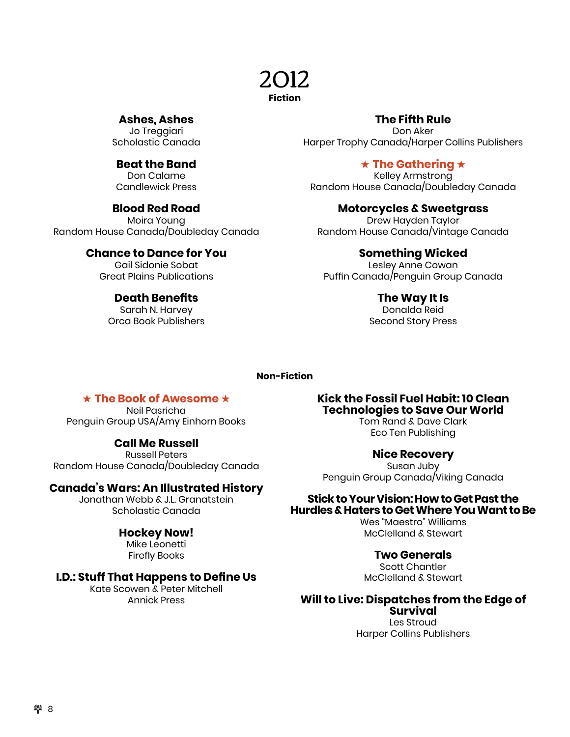# 2012

## Fiction

**Ashes, Ashes**
Jo Treggiari
Scholastic Canada

**Beat the Band**
Don Calame
Candlewick Press

**Blood Red Road**
Moira Young
Random House Canada/Doubleday Canada

**Chance to Dance for You**
Gail Sidonie Sobat
Great Plains Publications

**Death Benefits**
Sarah N. Harvey
Orca Book Publishers

**The Fifth Rule**
Don Aker
Harper Trophy Canada/Harper Collins Publishers

**★ The Gathering ★**
Kelley Armstrong
Random House Canada/Doubleday Canada

**Motorcycles & Sweetgrass**
Drew Hayden Taylor
Random House Canada/Vintage Canada

**Something Wicked**
Lesley Anne Cowan
Puffin Canada/Penguin Group Canada

**The Way It Is**
Donalda Reid
Second Story Press

## Non-Fiction

**★ The Book of Awesome ★**
Neil Pasricha
Penguin Group USA/Amy Einhorn Books

**Call Me Russell**
Russell Peters
Random House Canada/Doubleday Canada

**Canada's Wars: An Illustrated History**
Jonathan Webb & J.L. Granatstein
Scholastic Canada

**Hockey Now!**
Mike Leonetti
Firefly Books

**I.D.: Stuff That Happens to Define Us**
Kate Scowen & Peter Mitchell
Annick Press

**Kick the Fossil Fuel Habit: 10 Clean Technologies to Save Our World**
Tom Rand & Dave Clark
Eco Ten Publishing

**Nice Recovery**
Susan Juby
Penguin Group Canada/Viking Canada

**Stick to Your Vision: How to Get Past the Hurdles & Haters to Get Where You Want to Be**
Wes "Maestro" Williams
McClelland & Stewart

**Two Generals**
Scott Chantler
McClelland & Stewart

**Will to Live: Dispatches from the Edge of Survival**
Les Stroud
Harper Collins Publishers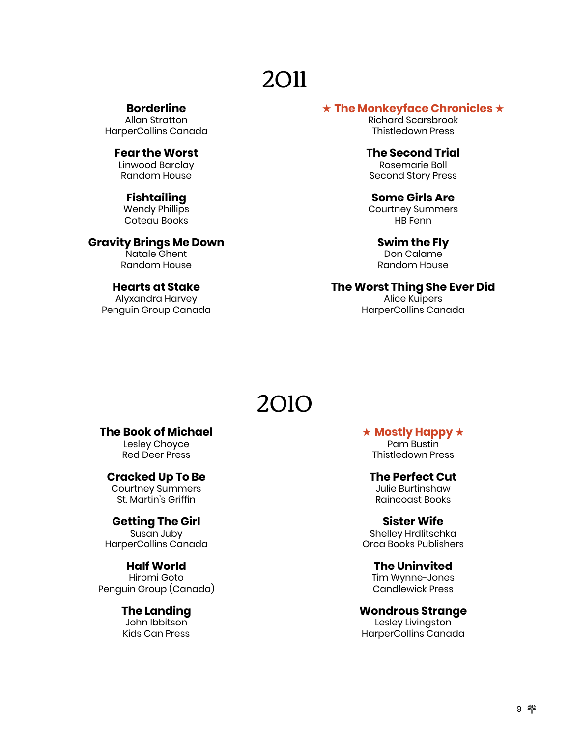# 2011

**★ The Monkeyface Chronicles ★**
Richard Scarsbrook
Thistledown Press

**Borderline**
Allan Stratton
HarperCollins Canada

**Fear the Worst**
Linwood Barclay
Random House

**Fishtailing**
Wendy Phillips
Coteau Books

**Gravity Brings Me Down**
Natale Ghent
Random House

**Hearts at Stake**
Alyxandra Harvey
Penguin Group Canada

**The Second Trial**
Rosemarie Boll
Second Story Press

**Some Girls Are**
Courtney Summers
HB Fenn

**Swim the Fly**
Don Calame
Random House

**The Worst Thing She Ever Did**
Alice Kuipers
HarperCollins Canada

# 2010

**★ Mostly Happy ★**
Pam Bustin
Thistledown Press

**The Book of Michael**
Lesley Choyce
Red Deer Press

**Cracked Up To Be**
Courtney Summers
St. Martin's Griffin

**Getting The Girl**
Susan Juby
HarperCollins Canada

**Half World**
Hiromi Goto
Penguin Group (Canada)

**The Landing**
John Ibbitson
Kids Can Press

**The Perfect Cut**
Julie Burtinshaw
Raincoast Books

**Sister Wife**
Shelley Hrdlitschka
Orca Books Publishers

**The Uninvited**
Tim Wynne-Jones
Candlewick Press

**Wondrous Strange**
Lesley Livingston
HarperCollins Canada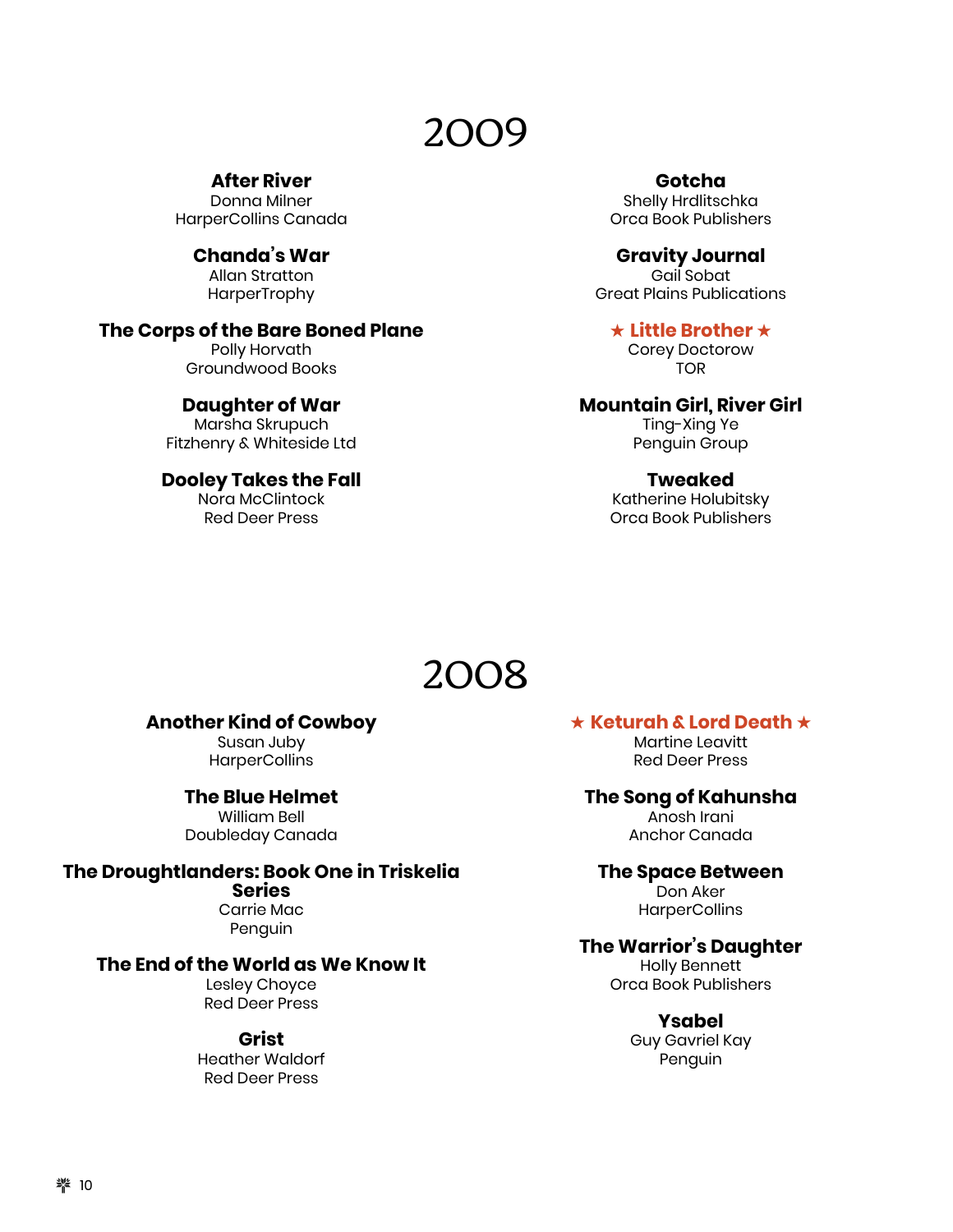# 2009

**After River**
Donna Milner
HarperCollins Canada

**Chanda's War**
Allan Stratton
HarperTrophy

**The Corps of the Bare Boned Plane**
Polly Horvath
Groundwood Books

**Daughter of War**
Marsha Skrupuch
Fitzhenry & Whiteside Ltd

**Dooley Takes the Fall**
Nora McClintock
Red Deer Press

**Gotcha**
Shelly Hrdlitschka
Orca Book Publishers

**Gravity Journal**
Gail Sobat
Great Plains Publications

**★ Little Brother ★**
Corey Doctorow
TOR

**Mountain Girl, River Girl**
Ting-Xing Ye
Penguin Group

**Tweaked**
Katherine Holubitsky
Orca Book Publishers

# 2008

**Another Kind of Cowboy**
Susan Juby
HarperCollins

**The Blue Helmet**
William Bell
Doubleday Canada

**The Droughtlanders: Book One in Triskelia Series**
Carrie Mac
Penguin

**The End of the World as We Know It**
Lesley Choyce
Red Deer Press

**Grist**
Heather Waldorf
Red Deer Press

**★ Keturah & Lord Death ★**
Martine Leavitt
Red Deer Press

**The Song of Kahunsha**
Anosh Irani
Anchor Canada

**The Space Between**
Don Aker
HarperCollins

**The Warrior's Daughter**
Holly Bennett
Orca Book Publishers

**Ysabel**
Guy Gavriel Kay
Penguin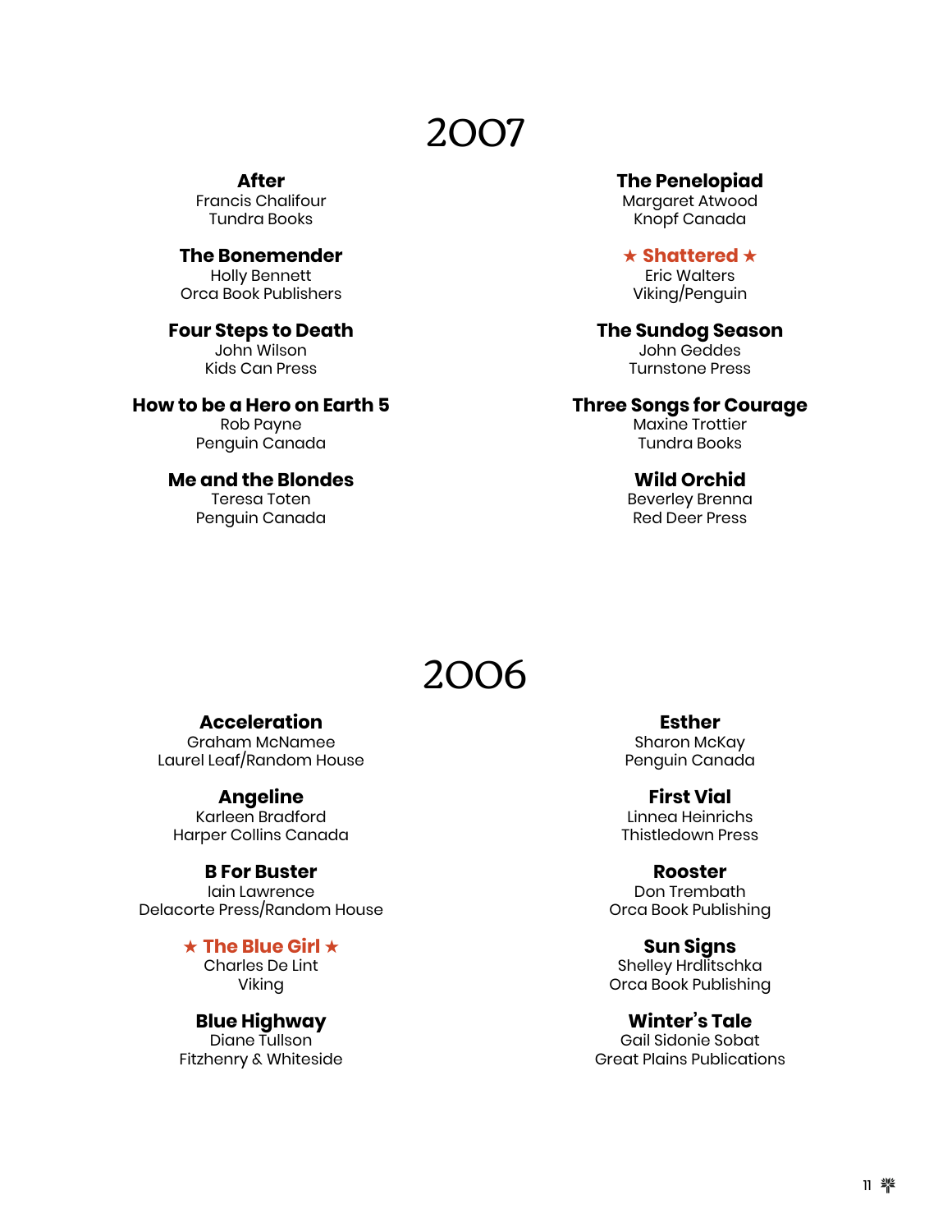# 2007

**After**
Francis Chalifour
Tundra Books

**The Bonemender**
Holly Bennett
Orca Book Publishers

**Four Steps to Death**
John Wilson
Kids Can Press

**How to be a Hero on Earth 5**
Rob Payne
Penguin Canada

**Me and the Blondes**
Teresa Toten
Penguin Canada

**The Penelopiad**
Margaret Atwood
Knopf Canada

**★ Shattered ★**
Eric Walters
Viking/Penguin

**The Sundog Season**
John Geddes
Turnstone Press

**Three Songs for Courage**
Maxine Trottier
Tundra Books

**Wild Orchid**
Beverley Brenna
Red Deer Press

# 2006

**Acceleration**
Graham McNamee
Laurel Leaf/Random House

**Angeline**
Karleen Bradford
Harper Collins Canada

**B For Buster**
Iain Lawrence
Delacorte Press/Random House

**★ The Blue Girl ★**
Charles De Lint
Viking

**Blue Highway**
Diane Tullson
Fitzhenry & Whiteside

**Esther**
Sharon McKay
Penguin Canada

**First Vial**
Linnea Heinrichs
Thistledown Press

**Rooster**
Don Trembath
Orca Book Publishing

**Sun Signs**
Shelley Hrdlitschka
Orca Book Publishing

**Winter's Tale**
Gail Sidonie Sobat
Great Plains Publications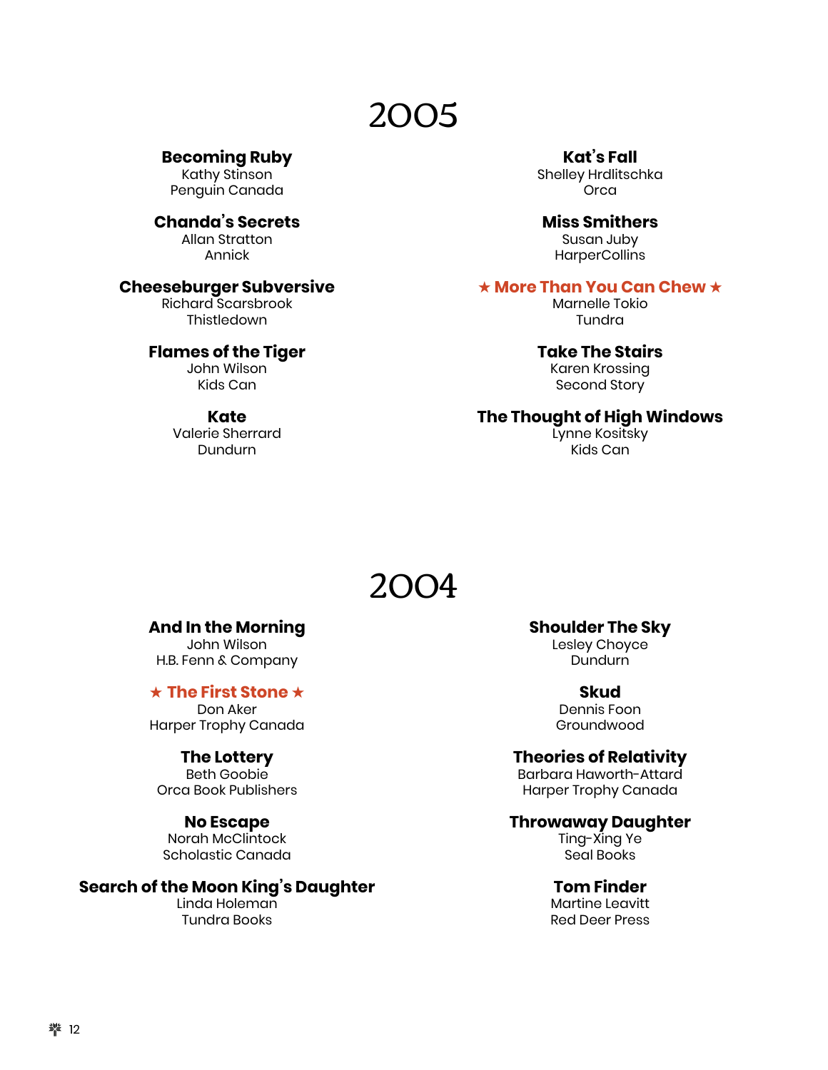# 2005

**Becoming Ruby**
Kathy Stinson
Penguin Canada

**Chanda's Secrets**
Allan Stratton
Annick

**Cheeseburger Subversive**
Richard Scarsbrook
Thistledown

**Flames of the Tiger**
John Wilson
Kids Can

**Kate**
Valerie Sherrard
Dundurn

**Kat's Fall**
Shelley Hrdlitschka
Orca

**Miss Smithers**
Susan Juby
HarperCollins

**★ More Than You Can Chew ★**
Marnelle Tokio
Tundra

**Take The Stairs**
Karen Krossing
Second Story

**The Thought of High Windows**
Lynne Kositsky
Kids Can

# 2004

**And In the Morning**
John Wilson
H.B. Fenn & Company

**★ The First Stone ★**
Don Aker
Harper Trophy Canada

**The Lottery**
Beth Goobie
Orca Book Publishers

**No Escape**
Norah McClintock
Scholastic Canada

**Search of the Moon King's Daughter**
Linda Holeman
Tundra Books

**Shoulder The Sky**
Lesley Choyce
Dundurn

**Skud**
Dennis Foon
Groundwood

**Theories of Relativity**
Barbara Haworth-Attard
Harper Trophy Canada

**Throwaway Daughter**
Ting-Xing Ye
Seal Books

**Tom Finder**
Martine Leavitt
Red Deer Press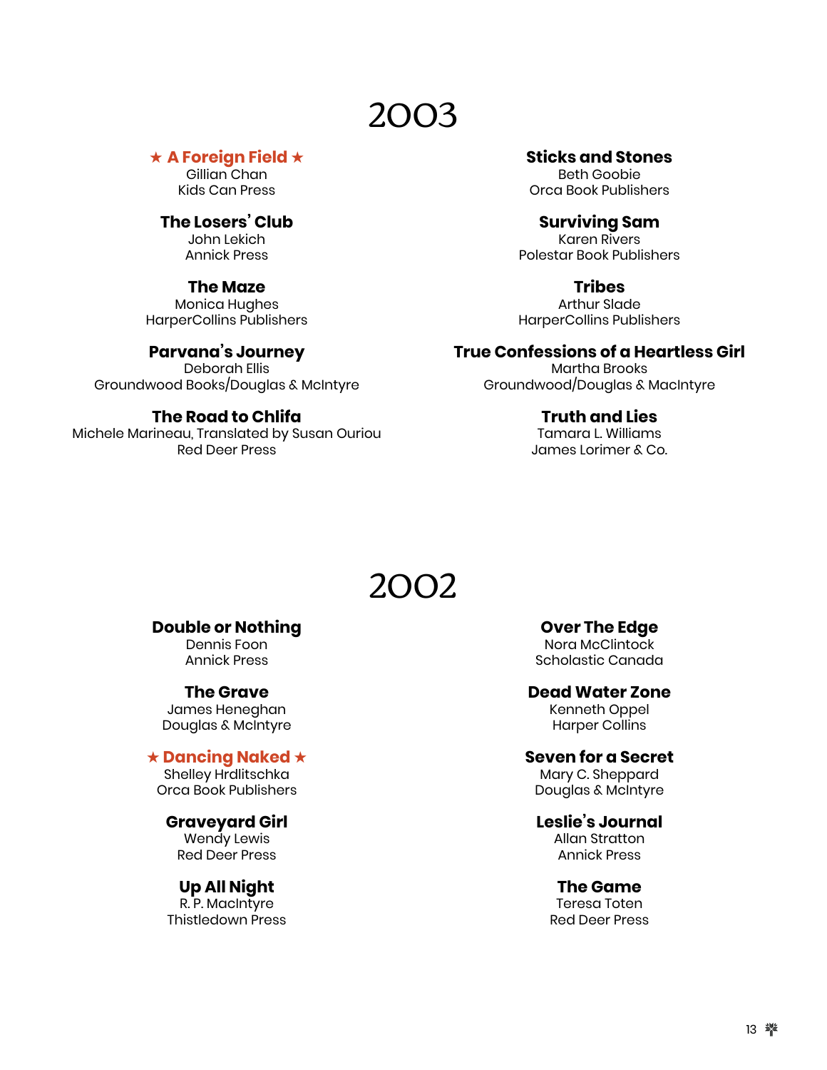# 2003

**★ A Foreign Field ★**
Gillian Chan
Kids Can Press

**The Losers' Club**
John Lekich
Annick Press

**The Maze**
Monica Hughes
HarperCollins Publishers

**Parvana's Journey**
Deborah Ellis
Groundwood Books/Douglas & McIntyre

**The Road to Chlifa**
Michele Marineau, Translated by Susan Ouriou
Red Deer Press

**Sticks and Stones**
Beth Goobie
Orca Book Publishers

**Surviving Sam**
Karen Rivers
Polestar Book Publishers

**Tribes**
Arthur Slade
HarperCollins Publishers

**True Confessions of a Heartless Girl**
Martha Brooks
Groundwood/Douglas & MacIntyre

**Truth and Lies**
Tamara L. Williams
James Lorimer & Co.

# 2002

**Double or Nothing**
Dennis Foon
Annick Press

**The Grave**
James Heneghan
Douglas & McIntyre

**★ Dancing Naked ★**
Shelley Hrdlitschka
Orca Book Publishers

**Graveyard Girl**
Wendy Lewis
Red Deer Press

**Up All Night**
R. P. MacIntyre
Thistledown Press

**Over The Edge**
Nora McClintock
Scholastic Canada

**Dead Water Zone**
Kenneth Oppel
Harper Collins

**Seven for a Secret**
Mary C. Sheppard
Douglas & McIntyre

**Leslie's Journal**
Allan Stratton
Annick Press

**The Game**
Teresa Toten
Red Deer Press